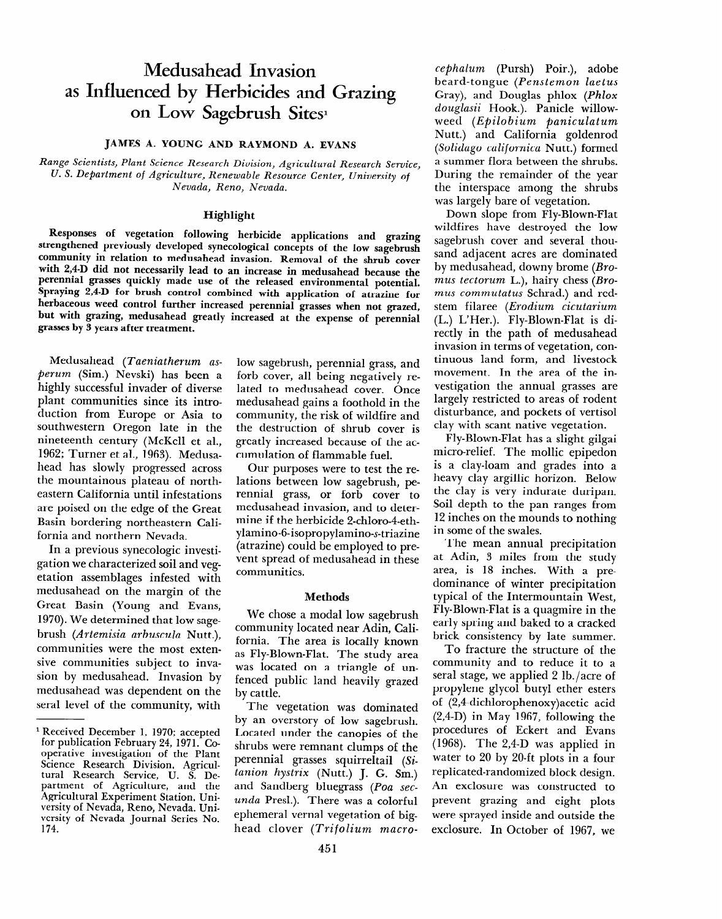# Medusahead Invasion as Influenced by Herbicides and Grazing on Low Sagebrush Sites[1]

**JAMES A. YOUNG AND RAYMOND A. EVANS**

*Range Scientists, Plant Science Research Division, Agricultural Research Service, U. S. Department of Agriculture, Renewable Resource Center, University of Nevada, Reno, Nevada.*

## Highlight

Responses of vegetation following herbicide applications and grazing strengthened previously developed synecological concepts of the low sagebrush community in relation to medusahead invasion. Removal of the shrub cover with 2,4-D did not necessarily lead to an increase in medusahead because the perennial grasses quickly made use of the released environmental potential. Spraying 2,4-D for brush control combined with application of atrazine for herbaceous weed control further increased perennial grasses when not grazed, but with grazing, medusahead greatly increased at the expense of perennial grasses by 3 years after treatment.

Medusahead (*Taeniatherum asperum* (Sim.) Nevski) has been a highly successful invader of diverse plant communities since its introduction from Europe or Asia to southwestern Oregon late in the nineteenth century (McKell et al., 1962; Turner et al., 1963). Medusahead has slowly progressed across the mountainous plateau of northeastern California until infestations are poised on the edge of the Great Basin bordering northeastern California and northern Nevada.

In a previous synecologic investigation we characterized soil and vegetation assemblages infested with medusahead on the margin of the Great Basin (Young and Evans, 1970). We determined that low sagebrush (*Artemisia arbuscula* Nutt.), communities were the most extensive communities subject to invasion by medusahead. Invasion by medusahead was dependent on the seral level of the community, with low sagebrush, perennial grass, and forb cover, all being negatively related to medusahead cover. Once medusahead gains a foothold in the community, the risk of wildfire and the destruction of shrub cover is greatly increased because of the accumulation of flammable fuel.

Our purposes were to test the relations between low sagebrush, perennial grass, or forb cover to medusahead invasion, and to determine if the herbicide 2-chloro-4-ethylamino-6-isopropylamino-*s*-triazine (atrazine) could be employed to prevent spread of medusahead in these communities.

## Methods

We chose a modal low sagebrush community located near Adin, California. The area is locally known as Fly-Blown-Flat. The study area was located on a triangle of unfenced public land heavily grazed by cattle.

The vegetation was dominated by an overstory of low sagebrush. Located under the canopies of the shrubs were remnant clumps of the perennial grasses squirreltail (*Sitanion hystrix* (Nutt.) J. G. Sm.) and Sandberg bluegrass (*Poa secunda* Presl.). There was a colorful ephemeral vernal vegetation of bighead clover (*Trifolium macrocephalum* (Pursh) Poir.), adobe beard-tongue (*Penstemon laetus* Gray), and Douglas phlox (*Phlox douglasii* Hook.). Panicle willowweed (*Epilobium paniculatum* Nutt.) and California goldenrod (*Solidago californica* Nutt.) formed a summer flora between the shrubs. During the remainder of the year the interspace among the shrubs was largely bare of vegetation.

Down slope from Fly-Blown-Flat wildfires have destroyed the low sagebrush cover and several thousand adjacent acres are dominated by medusahead, downy brome (*Bromus tectorum* L.), hairy chess (*Bromus commutatus* Schrad.) and redstem filaree (*Erodium cicutarium* (L.) L'Her.). Fly-Blown-Flat is directly in the path of medusahead invasion in terms of vegetation, continuous land form, and livestock movement. In the area of the investigation the annual grasses are largely restricted to areas of rodent disturbance, and pockets of vertisol clay with scant native vegetation.

Fly-Blown-Flat has a slight gilgai micro-relief. The mollic epipedon is a clay-loam and grades into a heavy clay argillic horizon. Below the clay is very indurate duripan. Soil depth to the pan ranges from 12 inches on the mounds to nothing in some of the swales.

The mean annual precipitation at Adin, 3 miles from the study area, is 18 inches. With a predominance of winter precipitation typical of the Intermountain West, Fly-Blown-Flat is a quagmire in the early spring and baked to a cracked brick consistency by late summer.

To fracture the structure of the community and to reduce it to a seral stage, we applied 2 lb./acre of propylene glycol butyl ether esters of (2,4-dichlorophenoxy)acetic acid (2,4-D) in May 1967, following the procedures of Eckert and Evans (1968). The 2,4-D was applied in water to 20 by 20-ft plots in a four replicated-randomized block design. An exclosure was constructed to prevent grazing and eight plots were sprayed inside and outside the exclosure. In October of 1967, we

---

[1] Received December 1, 1970; accepted for publication February 24, 1971. Cooperative investigation of the Plant Science Research Division, Agricultural Research Service, U. S. Department of Agriculture, and the Agricultural Experiment Station, University of Nevada, Reno, Nevada. University of Nevada Journal Series No. 174.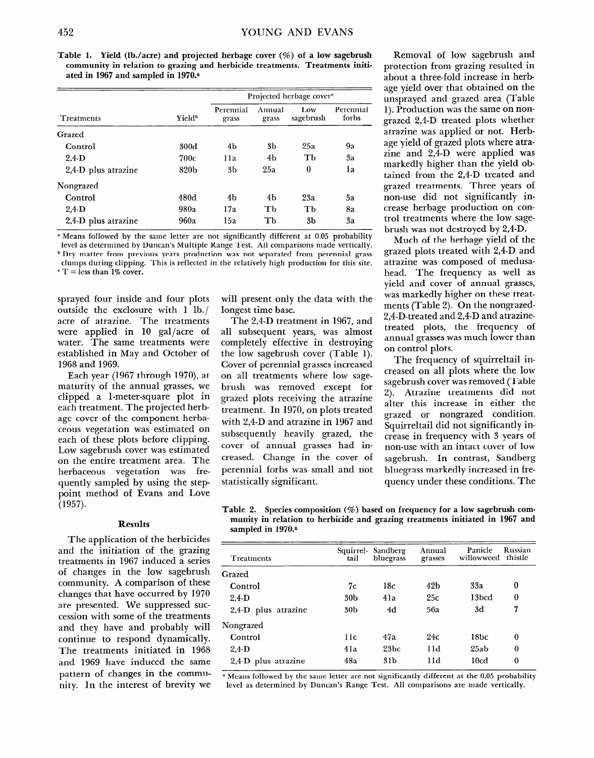**Table 1. Yield (lb./acre) and projected herbage cover (%) of a low sagebrush community in relation to grazing and herbicide treatments. Treatments initiated in 1967 and sampled in 1970.[a]**

| Treatments | Yield[b] | Projected herbage cover[c] | | | |
|---|---|---|---|---|---|
| | | Perennial grass | Annual grass | Low sagebrush | Perennial forbs |
| Grazed | | | | | |
| Control | 300d | 4b | 3b | 25a | 9a |
| 2,4-D | 700c | 11a | 4b | Tb | 3a |
| 2,4-D plus atrazine | 820b | 3b | 25a | 0 | 1a |
| Nongrazed | | | | | |
| Control | 480d | 4b | 4b | 23a | 5a |
| 2,4-D | 980a | 17a | Tb | Tb | 8a |
| 2,4-D plus atrazine | 960a | 15a | Tb | 3b | 3a |

[a] Means followed by the same letter are not significantly different at 0.05 probability level as determined by Duncan's Multiple Range Test. All comparisons made vertically.
[b] Dry matter from previous years production was not separated from perennial grass clumps during clipping. This is reflected in the relatively high production for this site.
[c] T = less than 1% cover.

sprayed four inside and four plots outside the exclosure with 1 lb./acre of atrazine. The treatments were applied in 10 gal/acre of water. The same treatments were established in May and October of 1968 and 1969.

Each year (1967 through 1970), at maturity of the annual grasses, we clipped a 1-meter-square plot in each treatment. The projected herbage cover of the component herbaceous vegetation was estimated on each of these plots before clipping. Low sagebrush cover was estimated on the entire treatment area. The herbaceous vegetation was frequently sampled by using the step-point method of Evans and Love (1957).

## Results

The application of the herbicides and the initiation of the grazing treatments in 1967 induced a series of changes in the low sagebrush community. A comparison of these changes that have occurred by 1970 are presented. We suppressed succession with some of the treatments and they have and probably will continue to respond dynamically. The treatments initiated in 1968 and 1969 have induced the same pattern of changes in the community. In the interest of brevity we will present only the data with the longest time base.

The 2,4-D treatment in 1967, and all subsequent years, was almost completely effective in destroying the low sagebrush cover (Table 1). Cover of perennial grasses increased on all treatments where low sagebrush was removed except for grazed plots receiving the atrazine treatment. In 1970, on plots treated with 2,4-D and atrazine in 1967 and subsequently heavily grazed, the cover of annual grasses had increased. Change in the cover of perennial forbs was small and not statistically significant.

Removal of low sagebrush and protection from grazing resulted in about a three-fold increase in herbage yield over that obtained on the unsprayed and grazed area (Table 1). Production was the same on nongrazed 2,4-D treated plots whether atrazine was applied or not. Herbage yield of grazed plots where atrazine and 2,4-D were applied was markedly higher than the yield obtained from the 2,4-D treated and grazed treatments. Three years of non-use did not significantly increase herbage production on control treatments where the low sagebrush was not destroyed by 2,4-D.

Much of the herbage yield of the grazed plots treated with 2,4-D and atrazine was composed of medusahead. The frequency as well as yield and cover of annual grasses, was markedly higher on these treatments (Table 2). On the nongrazed-2,4-D-treated and 2,4-D and atrazine-treated plots, the frequency of annual grasses was much lower than on control plots.

The frequency of squirreltail increased on all plots where the low sagebrush cover was removed (Table 2). Atrazine treatments did not alter this increase in either the grazed or nongrazed condition. Squirreltail did not significantly increase in frequency with 3 years of non-use with an intact cover of low sagebrush. In contrast, Sandberg bluegrass markedly increased in frequency under these conditions. The

**Table 2. Species composition (%) based on frequency for a low sagebrush community in relation to herbicide and grazing treatments initiated in 1967 and sampled in 1970.[a]**

| Treatments | Squirrel-tail | Sandberg bluegrass | Annual grasses | Panicle willowweed | Russian thistle |
|---|---|---|---|---|---|
| Grazed | | | | | |
| Control | 7c | 18c | 42b | 33a | 0 |
| 2,4-D | 30b | 41a | 25c | 13bcd | 0 |
| 2,4-D plus atrazine | 30b | 4d | 56a | 3d | 7 |
| Nongrazed | | | | | |
| Control | 11c | 47a | 24c | 18bc | 0 |
| 2,4-D | 41a | 23bc | 11d | 25ab | 0 |
| 2,4-D plus atrazine | 48a | 31b | 11d | 10cd | 0 |

[a] Means followed by the same letter are not significantly different at the 0.05 probability level as determined by Duncan's Range Test. All comparisons are made vertically.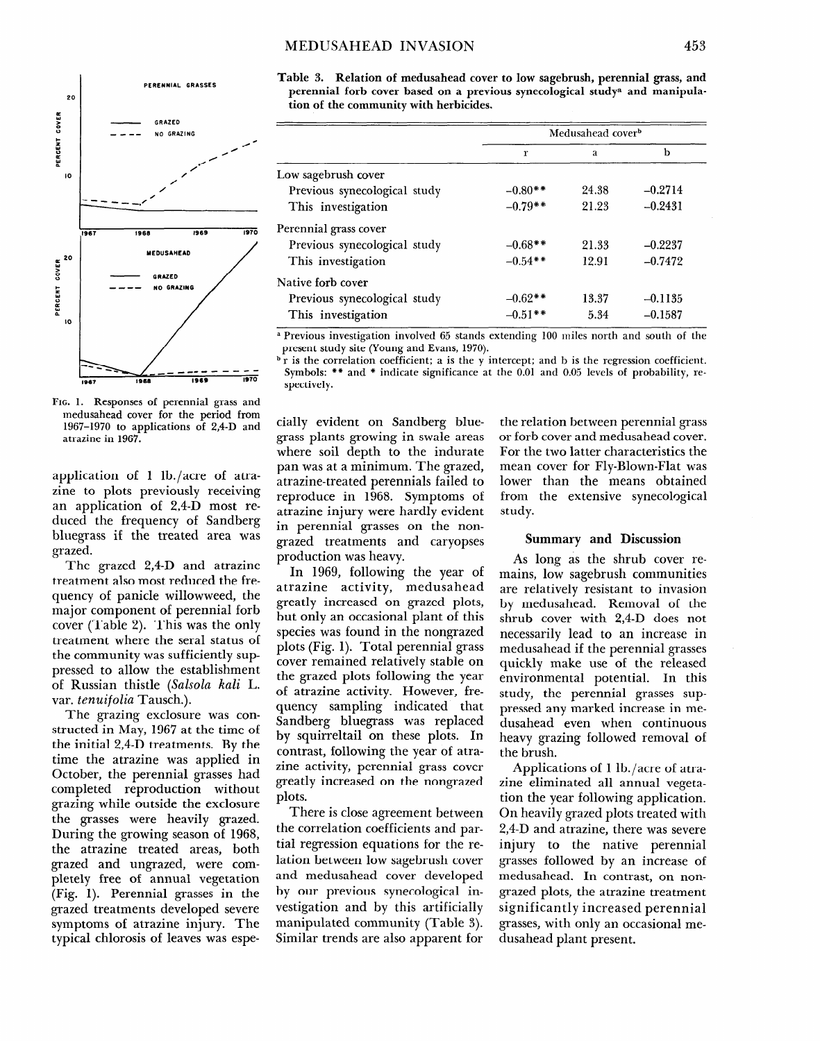Fig. 1. Responses of perennial grass and medusahead cover for the period from 1967–1970 to applications of 2,4-D and atrazine in 1967.

application of 1 lb./acre of atrazine to plots previously receiving an application of 2,4-D most reduced the frequency of Sandberg bluegrass if the treated area was grazed.

The grazed 2,4-D and atrazine treatment also most reduced the frequency of panicle willowweed, the major component of perennial forb cover (Table 2). This was the only treatment where the seral status of the community was sufficiently suppressed to allow the establishment of Russian thistle (*Salsola kali* L. var. *tenuifolia* Tausch.).

The grazing exclosure was constructed in May, 1967 at the time of the initial 2,4-D treatments. By the time the atrazine was applied in October, the perennial grasses had completed reproduction without grazing while outside the exclosure the grasses were heavily grazed. During the growing season of 1968, the atrazine treated areas, both grazed and ungrazed, were completely free of annual vegetation (Fig. 1). Perennial grasses in the grazed treatments developed severe symptoms of atrazine injury. The typical chlorosis of leaves was especially evident on Sandberg bluegrass plants growing in swale areas where soil depth to the indurate pan was at a minimum. The grazed, atrazine-treated perennials failed to reproduce in 1968. Symptoms of atrazine injury were hardly evident in perennial grasses on the nongrazed treatments and caryopses production was heavy.

In 1969, following the year of atrazine activity, medusahead greatly increased on grazed plots, but only an occasional plant of this species was found in the nongrazed plots (Fig. 1). Total perennial grass cover remained relatively stable on the grazed plots following the year of atrazine activity. However, frequency sampling indicated that Sandberg bluegrass was replaced by squirreltail on these plots. In contrast, following the year of atrazine activity, perennial grass cover greatly increased on the nongrazed plots.

There is close agreement between the correlation coefficients and partial regression equations for the relation between low sagebrush cover and medusahead cover developed by our previous synecological investigation and by this artificially manipulated community (Table 3). Similar trends are also apparent for the relation between perennial grass or forb cover and medusahead cover. For the two latter characteristics the mean cover for Fly-Blown-Flat was lower than the means obtained from the extensive synecological study.

Table 3. Relation of medusahead cover to low sagebrush, perennial grass, and perennial forb cover based on a previous synecological study[a] and manipulation of the community with herbicides.

| | Medusahead cover[b] | | |
|---|---|---|---|
| | r | a | b |
| **Low sagebrush cover** | | | |
| Previous synecological study | −0.80** | 24.38 | −0.2714 |
| This investigation | −0.79** | 21.23 | −0.2431 |
| **Perennial grass cover** | | | |
| Previous synecological study | −0.68** | 21.33 | −0.2237 |
| This investigation | −0.54** | 12.91 | −0.7472 |
| **Native forb cover** | | | |
| Previous synecological study | −0.62** | 13.37 | −0.1135 |
| This investigation | −0.51** | 5.34 | −0.1587 |

[a] Previous investigation involved 65 stands extending 100 miles north and south of the present study site (Young and Evans, 1970).

[b] r is the correlation coefficient; a is the y intercept; and b is the regression coefficient. Symbols: ** and * indicate significance at the 0.01 and 0.05 levels of probability, respectively.

## Summary and Discussion

As long as the shrub cover remains, low sagebrush communities are relatively resistant to invasion by medusahead. Removal of the shrub cover with 2,4-D does not necessarily lead to an increase in medusahead if the perennial grasses quickly make use of the released environmental potential. In this study, the perennial grasses suppressed any marked increase in medusahead even when continuous heavy grazing followed removal of the brush.

Applications of 1 lb./acre of atrazine eliminated all annual vegetation the year following application. On heavily grazed plots treated with 2,4-D and atrazine, there was severe injury to the native perennial grasses followed by an increase of medusahead. In contrast, on nongrazed plots, the atrazine treatment significantly increased perennial grasses, with only an occasional medusahead plant present.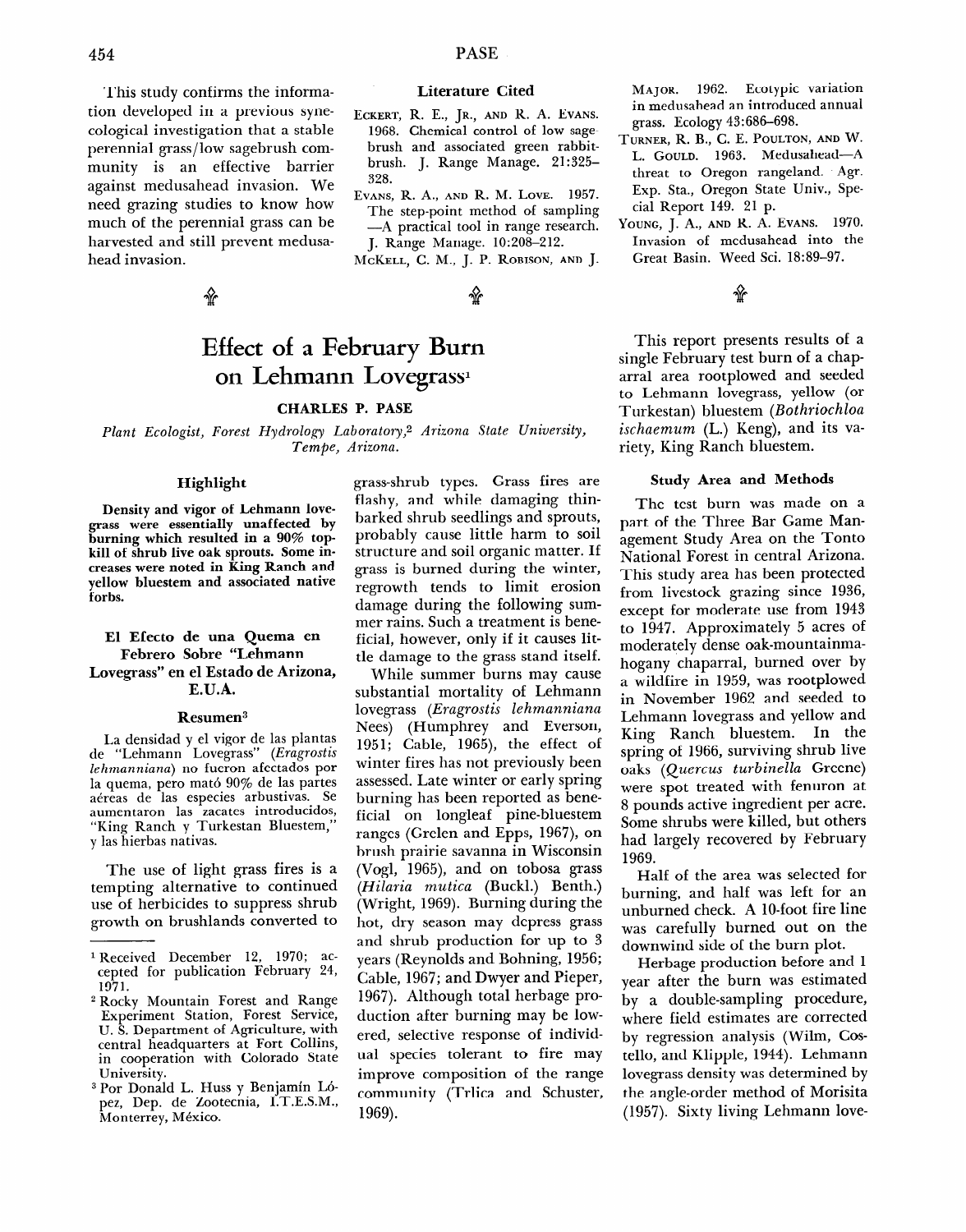This study confirms the information developed in a previous synecological investigation that a stable perennial grass/low sagebrush community is an effective barrier against medusahead invasion. We need grazing studies to know how much of the perennial grass can be harvested and still prevent medusahead invasion.

## Literature Cited

Eckert, R. E., Jr., and R. A. Evans. 1968. Chemical control of low sagebrush and associated green rabbitbrush. J. Range Manage. 21:325–328.

Evans, R. A., and R. M. Love. 1957. The step-point method of sampling—A practical tool in range research. J. Range Manage. 10:208–212.

McKell, C. M., J. P. Robison, and J. Major. 1962. Ecotypic variation in medusahead an introduced annual grass. Ecology 43:686–698.

Turner, R. B., C. E. Poulton, and W. L. Gould. 1963. Medusahead—A threat to Oregon rangeland. Agr. Exp. Sta., Oregon State Univ., Special Report 149. 21 p.

Young, J. A., and R. A. Evans. 1970. Invasion of medusahead into the Great Basin. Weed Sci. 18:89–97.

# Effect of a February Burn on Lehmann Lovegrass[1]

**CHARLES P. PASE**

*Plant Ecologist, Forest Hydrology Laboratory,[2] Arizona State University, Tempe, Arizona.*

### Highlight

**Density and vigor of Lehmann lovegrass were essentially unaffected by burning which resulted in a 90% topkill of shrub live oak sprouts. Some increases were noted in King Ranch and yellow bluestem and associated native forbs.**

### El Efecto de una Quema en Febrero Sobre "Lehmann Lovegrass" en el Estado de Arizona, E.U.A.

#### Resumen[3]

La densidad y el vigor de las plantas de "Lehmann Lovegrass" (*Eragrostis lehmanniana*) no fueron afectados por la quema, pero mató 90% de las partes aéreas de las especies arbustivas. Se aumentaron las zacates introducidos, "King Ranch y Turkestan Bluestem," y las hierbas nativas.

The use of light grass fires is a tempting alternative to continued use of herbicides to suppress shrub growth on brushlands converted to grass-shrub types. Grass fires are flashy, and while damaging thin-barked shrub seedlings and sprouts, probably cause little harm to soil structure and soil organic matter. If grass is burned during the winter, regrowth tends to limit erosion damage during the following summer rains. Such a treatment is beneficial, however, only if it causes little damage to the grass stand itself.

While summer burns may cause substantial mortality of Lehmann lovegrass (*Eragrostis lehmanniana* Nees) (Humphrey and Everson, 1951; Cable, 1965), the effect of winter fires has not previously been assessed. Late winter or early spring burning has been reported as beneficial on longleaf pine-bluestem ranges (Grelen and Epps, 1967), on brush prairie savanna in Wisconsin (Vogl, 1965), and on tobosa grass (*Hilaria mutica* (Buckl.) Benth.) (Wright, 1969). Burning during the hot, dry season may depress grass and shrub production for up to 3 years (Reynolds and Bohning, 1956; Cable, 1967; and Dwyer and Pieper, 1967). Although total herbage production after burning may be lowered, selective response of individual species tolerant to fire may improve composition of the range community (Trlica and Schuster, 1969).

This report presents results of a single February test burn of a chaparral area rootplowed and seeded to Lehmann lovegrass, yellow (or Turkestan) bluestem (*Bothriochloa ischaemum* (L.) Keng), and its variety, King Ranch bluestem.

### Study Area and Methods

The test burn was made on a part of the Three Bar Game Management Study Area on the Tonto National Forest in central Arizona. This study area has been protected from livestock grazing since 1936, except for moderate use from 1943 to 1947. Approximately 5 acres of moderately dense oak-mountainmahogany chaparral, burned over by a wildfire in 1959, was rootplowed in November 1962 and seeded to Lehmann lovegrass and yellow and King Ranch bluestem. In the spring of 1966, surviving shrub live oaks (*Quercus turbinella* Greene) were spot treated with fenuron at 8 pounds active ingredient per acre. Some shrubs were killed, but others had largely recovered by February 1969.

Half of the area was selected for burning, and half was left for an unburned check. A 10-foot fire line was carefully burned out on the downwind side of the burn plot.

Herbage production before and 1 year after the burn was estimated by a double-sampling procedure, where field estimates are corrected by regression analysis (Wilm, Costello, and Klipple, 1944). Lehmann lovegrass density was determined by the angle-order method of Morisita (1957). Sixty living Lehmann love-

---

[1] Received December 12, 1970; accepted for publication February 24, 1971.

[2] Rocky Mountain Forest and Range Experiment Station, Forest Service, U. S. Department of Agriculture, with central headquarters at Fort Collins, in cooperation with Colorado State University.

[3] Por Donald L. Huss y Benjamín López, Dep. de Zootecnia, I.T.E.S.M., Monterrey, México.